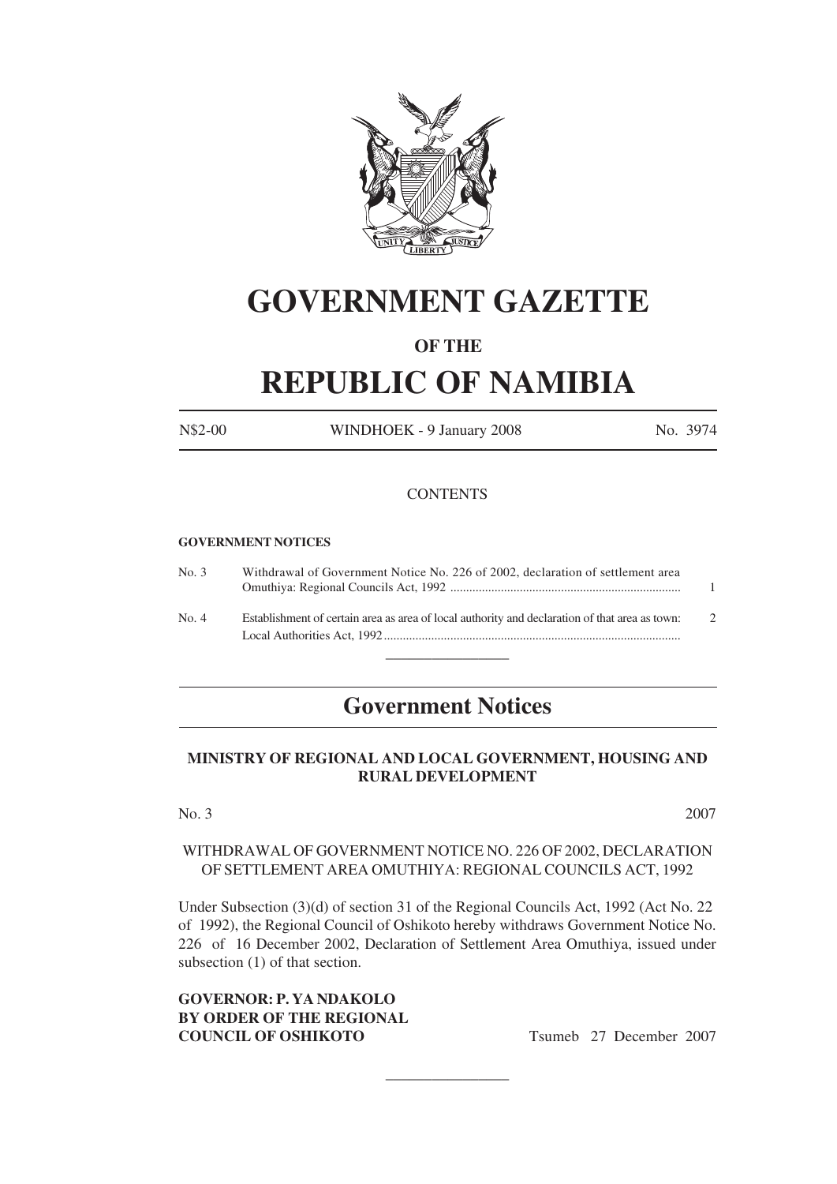# GOVERNMENT GAZETTE

## OF THE

# REPUBLIC OF NAMIBIA

N$2-00 WINDHOEK - 9 January 2008 No. 3974

CONTENTS

**GOVERNMENT NOTICES**

| | | |
|---|---|---|
| No. 3 | Withdrawal of Government Notice No. 226 of 2002, declaration of settlement area Omuthiya: Regional Councils Act, 1992 | 1 |
| No. 4 | Establishment of certain area as area of local authority and declaration of that area as town: Local Authorities Act, 1992 | 2 |

---

## Government Notices

### MINISTRY OF REGIONAL AND LOCAL GOVERNMENT, HOUSING AND RURAL DEVELOPMENT

No. 3 2007

WITHDRAWAL OF GOVERNMENT NOTICE NO. 226 OF 2002, DECLARATION OF SETTLEMENT AREA OMUTHIYA: REGIONAL COUNCILS ACT, 1992

Under Subsection (3)(d) of section 31 of the Regional Councils Act, 1992 (Act No. 22 of 1992), the Regional Council of Oshikoto hereby withdraws Government Notice No. 226 of 16 December 2002, Declaration of Settlement Area Omuthiya, issued under subsection (1) of that section.

**GOVERNOR: P. YA NDAKOLO**
**BY ORDER OF THE REGIONAL**
**COUNCIL OF OSHIKOTO** Tsumeb 27 December 2007

---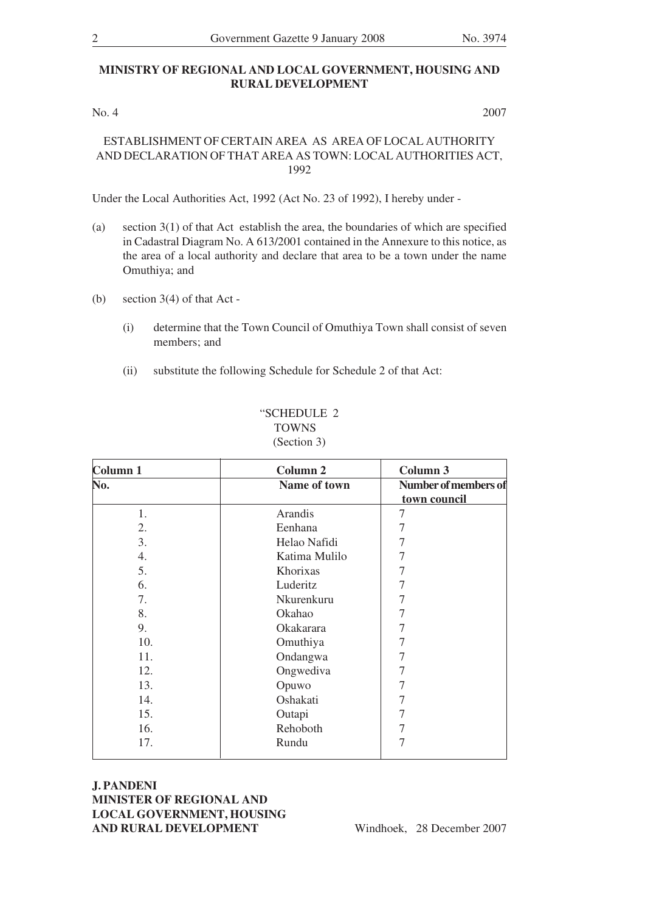**MINISTRY OF REGIONAL AND LOCAL GOVERNMENT, HOUSING AND RURAL DEVELOPMENT**

No. 4 2007

ESTABLISHMENT OF CERTAIN AREA AS AREA OF LOCAL AUTHORITY AND DECLARATION OF THAT AREA AS TOWN: LOCAL AUTHORITIES ACT, 1992

Under the Local Authorities Act, 1992 (Act No. 23 of 1992), I hereby under -

(a) section 3(1) of that Act establish the area, the boundaries of which are specified in Cadastral Diagram No. A 613/2001 contained in the Annexure to this notice, as the area of a local authority and declare that area to be a town under the name Omuthiya; and

(b) section 3(4) of that Act -

 (i) determine that the Town Council of Omuthiya Town shall consist of seven members; and

 (ii) substitute the following Schedule for Schedule 2 of that Act:

"SCHEDULE 2
TOWNS
(Section 3)

| Column 1 | Column 2 | Column 3 |
|---|---|---|
| **No.** | **Name of town** | **Number of members of town council** |
| 1. | Arandis | 7 |
| 2. | Eenhana | 7 |
| 3. | Helao Nafidi | 7 |
| 4. | Katima Mulilo | 7 |
| 5. | Khorixas | 7 |
| 6. | Luderitz | 7 |
| 7. | Nkurenkuru | 7 |
| 8. | Okahao | 7 |
| 9. | Okakarara | 7 |
| 10. | Omuthiya | 7 |
| 11. | Ondangwa | 7 |
| 12. | Ongwediva | 7 |
| 13. | Opuwo | 7 |
| 14. | Oshakati | 7 |
| 15. | Outapi | 7 |
| 16. | Rehoboth | 7 |
| 17. | Rundu | 7 |

**J. PANDENI**
**MINISTER OF REGIONAL AND LOCAL GOVERNMENT, HOUSING AND RURAL DEVELOPMENT**

Windhoek, 28 December 2007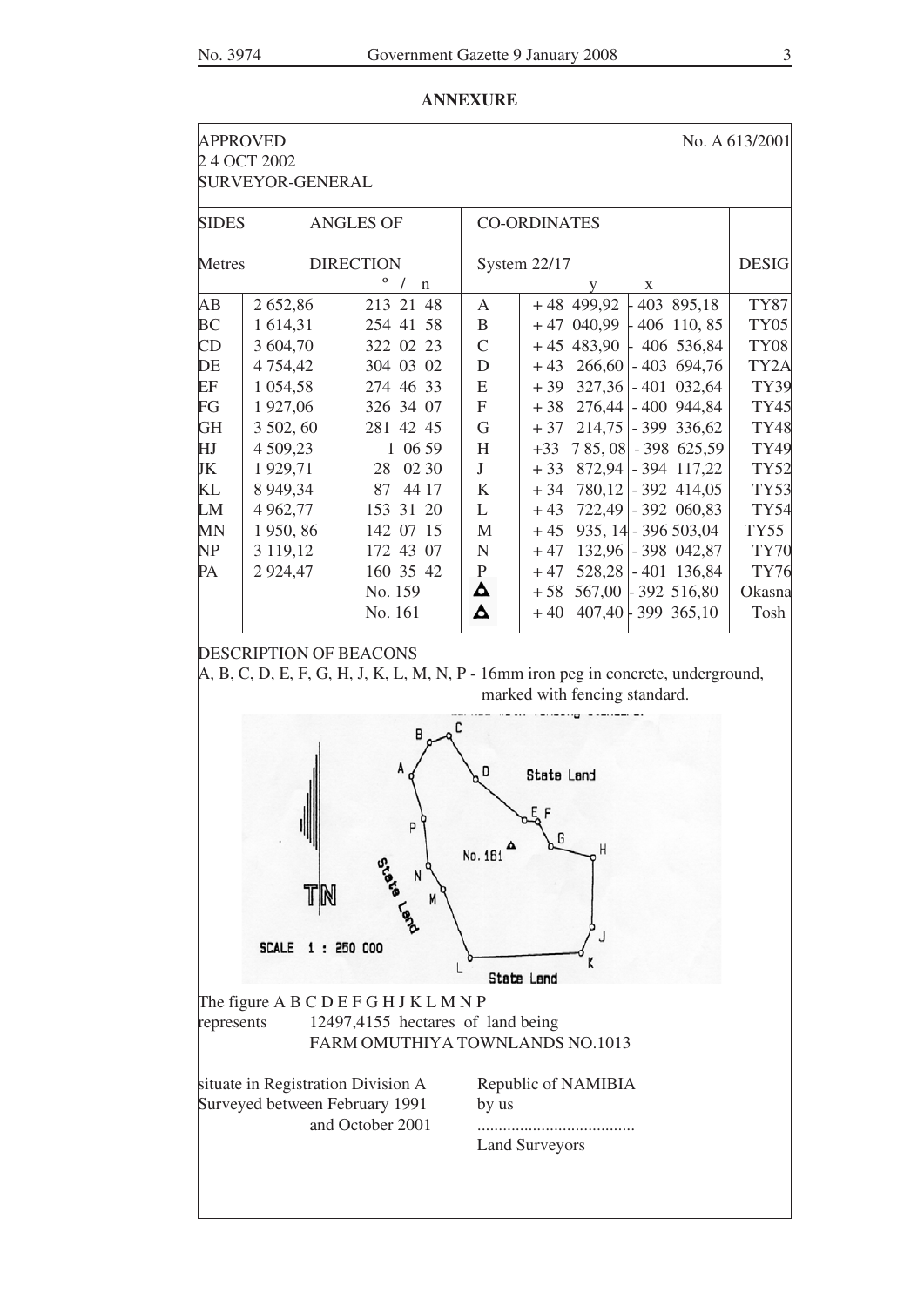**ANNEXURE**

APPROVED
2 4 OCT 2002
SURVEYOR-GENERAL

No. A 613/2001

| SIDES | | ANGLES OF | CO-ORDINATES | | | |
|---|---|---|---|---|---|---|
| Metres | | DIRECTION | System 22/17 | | | DESIG |
| | | ° / n | | y | x | |
| AB | 2 652,86 | 213 21 48 | A | + 48 499,92 | - 403 895,18 | TY87 |
| BC | 1 614,31 | 254 41 58 | B | + 47 040,99 | - 406 110, 85 | TY05 |
| CD | 3 604,70 | 322 02 23 | C | + 45 483,90 | - 406 536,84 | TY08 |
| DE | 4 754,42 | 304 03 02 | D | + 43 266,60 | - 403 694,76 | TY2A |
| EF | 1 054,58 | 274 46 33 | E | + 39 327,36 | - 401 032,64 | TY39 |
| FG | 1 927,06 | 326 34 07 | F | + 38 276,44 | - 400 944,84 | TY45 |
| GH | 3 502, 60 | 281 42 45 | G | + 37 214,75 | - 399 336,62 | TY48 |
| HJ | 4 509,23 | 1 06 59 | H | +33 7 85, 08 | - 398 625,59 | TY49 |
| JK | 1 929,71 | 28 02 30 | J | + 33 872,94 | - 394 117,22 | TY52 |
| KL | 8 949,34 | 87 44 17 | K | + 34 780,12 | - 392 414,05 | TY53 |
| LM | 4 962,77 | 153 31 20 | L | + 43 722,49 | - 392 060,83 | TY54 |
| MN | 1 950, 86 | 142 07 15 | M | + 45 935, 14 | - 396 503,04 | TY55 |
| NP | 3 119,12 | 172 43 07 | N | + 47 132,96 | - 398 042,87 | TY70 |
| PA | 2 924,47 | 160 35 42 | P | + 47 528,28 | - 401 136,84 | TY76 |
| | | No. 159 | △ | + 58 567,00 | - 392 516,80 | Okasna |
| | | No. 161 | △ | + 40 407,40 | - 399 365,10 | Tosh |

DESCRIPTION OF BEACONS

A, B, C, D, E, F, G, H, J, K, L, M, N, P - 16mm iron peg in concrete, underground, marked with fencing standard.

B C A D State Land E F P G H No. 161 N M State Land TN J SCALE 1 : 250 000 K L State Land

The figure A B C D E F G H J K L M N P represents 12497,4155 hectares of land being FARM OMUTHIYA TOWNLANDS NO.1013

situate in Registration Division A
Surveyed between February 1991 and October 2001

Republic of NAMIBIA
by us
....................................
Land Surveyors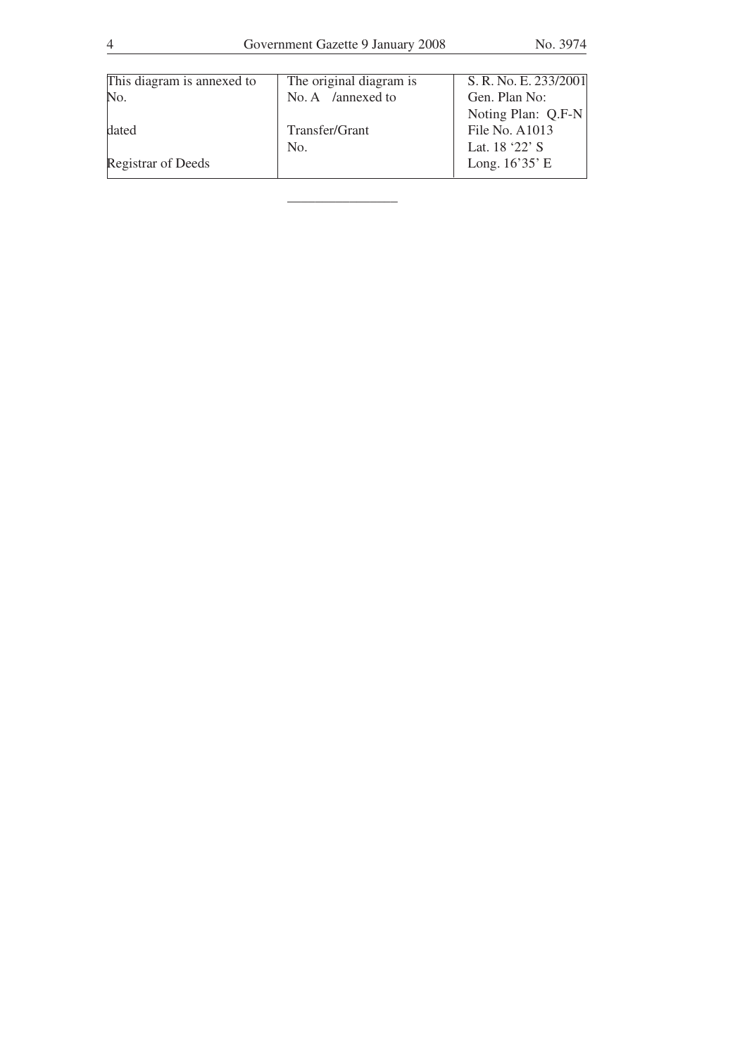| | | |
|---|---|---|
| This diagram is annexed to<br>No.<br><br>dated<br><br>Registrar of Deeds | The original diagram is<br>No. A /annexed to<br><br>Transfer/Grant<br>No. | S. R. No. E. 233/2001<br>Gen. Plan No:<br>Noting Plan: Q.F-N<br>File No. A1013<br>Lat. 18 '22' S<br>Long. 16'35' E |

________________